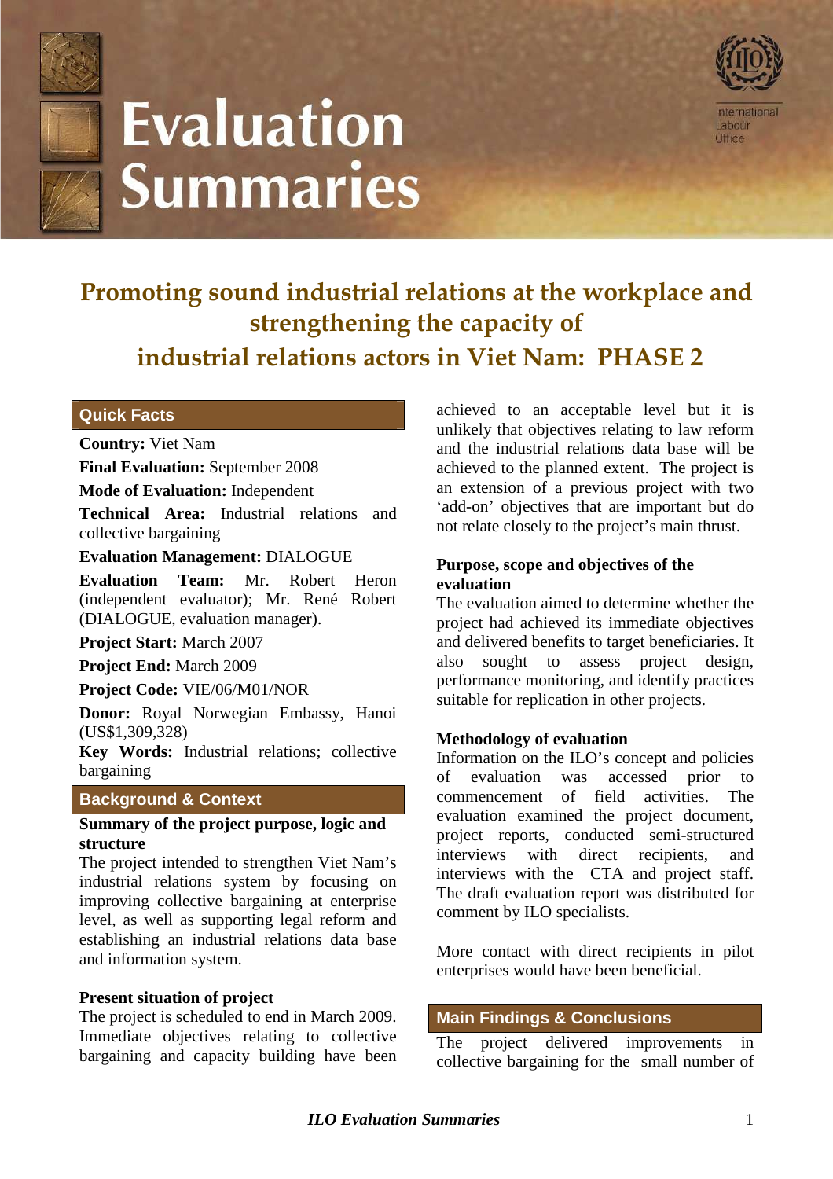# Evaluation Summaries

International Labour Office

## Promoting sound industrial relations at the workplace and strengthening the capacity of industrial relations actors in Viet Nam: PHASE 2

### Quick Facts

**Country:** Viet Nam

**Final Evaluation:** September 2008

**Mode of Evaluation:** Independent

**Technical Area:** Industrial relations and collective bargaining

**Evaluation Management:** DIALOGUE

**Evaluation Team:** Mr. Robert Heron (independent evaluator); Mr. René Robert (DIALOGUE, evaluation manager).

**Project Start:** March 2007

**Project End:** March 2009

**Project Code:** VIE/06/M01/NOR

**Donor:** Royal Norwegian Embassy, Hanoi (US$1,309,328)

**Key Words:** Industrial relations; collective bargaining

### Background & Context

**Summary of the project purpose, logic and structure**

The project intended to strengthen Viet Nam's industrial relations system by focusing on improving collective bargaining at enterprise level, as well as supporting legal reform and establishing an industrial relations data base and information system.

**Present situation of project**

The project is scheduled to end in March 2009. Immediate objectives relating to collective bargaining and capacity building have been achieved to an acceptable level but it is unlikely that objectives relating to law reform and the industrial relations data base will be achieved to the planned extent. The project is an extension of a previous project with two 'add-on' objectives that are important but do not relate closely to the project's main thrust.

**Purpose, scope and objectives of the evaluation**

The evaluation aimed to determine whether the project had achieved its immediate objectives and delivered benefits to target beneficiaries. It also sought to assess project design, performance monitoring, and identify practices suitable for replication in other projects.

**Methodology of evaluation**

Information on the ILO's concept and policies of evaluation was accessed prior to commencement of field activities. The evaluation examined the project document, project reports, conducted semi-structured interviews with direct recipients, and interviews with the CTA and project staff. The draft evaluation report was distributed for comment by ILO specialists.

More contact with direct recipients in pilot enterprises would have been beneficial.

### Main Findings & Conclusions

The project delivered improvements in collective bargaining for the small number of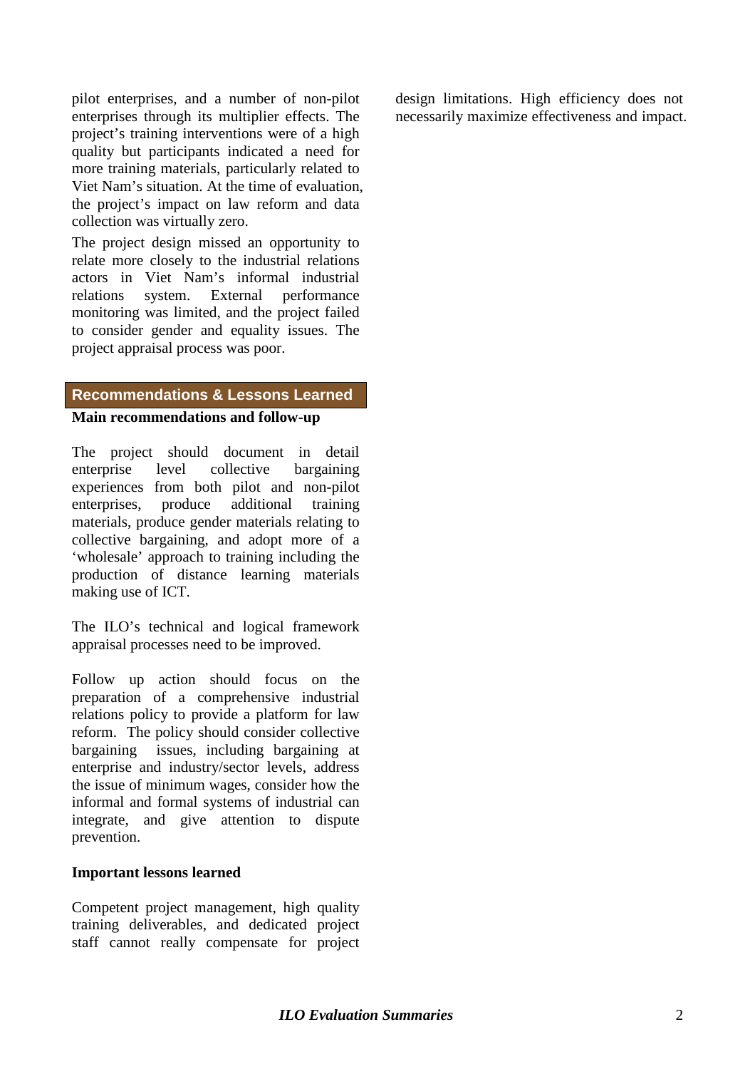pilot enterprises, and a number of non-pilot enterprises through its multiplier effects. The project's training interventions were of a high quality but participants indicated a need for more training materials, particularly related to Viet Nam's situation. At the time of evaluation, the project's impact on law reform and data collection was virtually zero.

The project design missed an opportunity to relate more closely to the industrial relations actors in Viet Nam's informal industrial relations system. External performance monitoring was limited, and the project failed to consider gender and equality issues. The project appraisal process was poor.

## Recommendations & Lessons Learned

### Main recommendations and follow-up

The project should document in detail enterprise level collective bargaining experiences from both pilot and non-pilot enterprises, produce additional training materials, produce gender materials relating to collective bargaining, and adopt more of a 'wholesale' approach to training including the production of distance learning materials making use of ICT.

The ILO's technical and logical framework appraisal processes need to be improved.

Follow up action should focus on the preparation of a comprehensive industrial relations policy to provide a platform for law reform. The policy should consider collective bargaining issues, including bargaining at enterprise and industry/sector levels, address the issue of minimum wages, consider how the informal and formal systems of industrial can integrate, and give attention to dispute prevention.

### Important lessons learned

Competent project management, high quality training deliverables, and dedicated project staff cannot really compensate for project design limitations. High efficiency does not necessarily maximize effectiveness and impact.